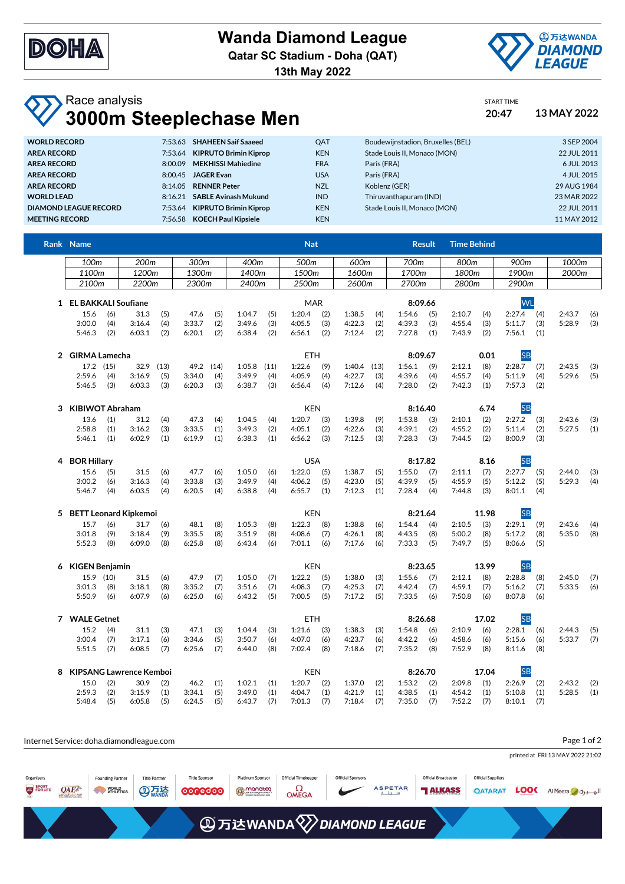# Wanda Diamond League

**Qatar SC Stadium - Doha (QAT)**

**13th May 2022**

## Race analysis
# 3000m Steeplechase Men

START TIME **20:47** **13 MAY 2022**

| | | | | | |
|---|---|---|---|---|---|
| **WORLD RECORD** | 7:53.63 | **SHAHEEN Saif Saaeed** | QAT | Boudewijnstadion, Bruxelles (BEL) | 3 SEP 2004 |
| **AREA RECORD** | 7:53.64 | **KIPRUTO Brimin Kiprop** | KEN | Stade Louis II, Monaco (MON) | 22 JUL 2011 |
| **AREA RECORD** | 8:00.09 | **MEKHISSI Mahiedine** | FRA | Paris (FRA) | 6 JUL 2013 |
| **AREA RECORD** | 8:00.45 | **JAGER Evan** | USA | Paris (FRA) | 4 JUL 2015 |
| **AREA RECORD** | 8:14.05 | **RENNER Peter** | NZL | Koblenz (GER) | 29 AUG 1984 |
| **WORLD LEAD** | 8:16.21 | **SABLE Avinash Mukund** | IND | Thiruvanthapuram (IND) | 23 MAR 2022 |
| **DIAMOND LEAGUE RECORD** | 7:53.64 | **KIPRUTO Brimin Kiprop** | KEN | Stade Louis II, Monaco (MON) | 22 JUL 2011 |
| **MEETING RECORD** | 7:56.58 | **KOECH Paul Kipsiele** | KEN | | 11 MAY 2012 |

| Rank | Name | Nat | Result | Time Behind | |
|---|---|---|---|---|---|
| 1 | **EL BAKKALI Soufiane** | MAR | **8:09.66** | | WL |
| 2 | **GIRMA Lamecha** | ETH | **8:09.67** | 0.01 | SB |
| 3 | **KIBIWOT Abraham** | KEN | **8:16.40** | 6.74 | SB |
| 4 | **BOR Hillary** | USA | **8:17.82** | 8.16 | SB |
| 5 | **BETT Leonard Kipkemoi** | KEN | **8:21.64** | 11.98 | SB |
| 6 | **KIGEN Benjamin** | KEN | **8:23.65** | 13.99 | SB |
| 7 | **WALE Getnet** | ETH | **8:26.68** | 17.02 | SB |
| 8 | **KIPSANG Lawrence Kemboi** | KEN | **8:26.70** | 17.04 | SB |

### Split times (position in brackets)

| Rank | Name | 100m | 200m | 300m | 400m | 500m | 600m | 700m | 800m | 900m | 1000m |
|---|---|---|---|---|---|---|---|---|---|---|---|
| | | **1100m** | **1200m** | **1300m** | **1400m** | **1500m** | **1600m** | **1700m** | **1800m** | **1900m** | **2000m** |
| | | **2100m** | **2200m** | **2300m** | **2400m** | **2500m** | **2600m** | **2700m** | **2800m** | **2900m** | |
| 1 | EL BAKKALI Soufiane | 15.6 (6) | 31.3 (5) | 47.6 (5) | 1:04.7 (5) | 1:20.4 (2) | 1:38.5 (4) | 1:54.6 (5) | 2:10.7 (4) | 2:27.4 (4) | 2:43.7 (6) |
| | | 3:00.0 (4) | 3:16.4 (4) | 3:33.7 (2) | 3:49.6 (3) | 4:05.5 (3) | 4:22.3 (2) | 4:39.3 (3) | 4:55.4 (3) | 5:11.7 (3) | 5:28.9 (3) |
| | | 5:46.3 (2) | 6:03.1 (2) | 6:20.1 (2) | 6:38.4 (2) | 6:56.1 (2) | 7:12.4 (2) | 7:27.8 (1) | 7:43.9 (2) | 7:56.1 (1) | |
| 2 | GIRMA Lamecha | 17.2 (15) | 32.9 (13) | 49.2 (14) | 1:05.8 (11) | 1:22.6 (9) | 1:40.4 (13) | 1:56.1 (9) | 2:12.1 (8) | 2:28.7 (7) | 2:43.5 (3) |
| | | 2:59.6 (4) | 3:16.9 (5) | 3:34.0 (4) | 3:49.9 (4) | 4:05.9 (4) | 4:22.7 (3) | 4:39.6 (4) | 4:55.7 (4) | 5:11.9 (4) | 5:29.6 (5) |
| | | 5:46.5 (3) | 6:03.3 (3) | 6:20.3 (3) | 6:38.7 (3) | 6:56.4 (4) | 7:12.6 (4) | 7:28.0 (2) | 7:42.3 (1) | 7:57.3 (2) | |
| 3 | KIBIWOT Abraham | 13.6 (1) | 31.2 (4) | 47.3 (4) | 1:04.5 (4) | 1:20.7 (3) | 1:39.8 (9) | 1:53.8 (3) | 2:10.1 (2) | 2:27.2 (3) | 2:43.6 (3) |
| | | 2:58.8 (1) | 3:16.2 (3) | 3:33.5 (1) | 3:49.3 (2) | 4:05.1 (2) | 4:22.6 (3) | 4:39.1 (2) | 4:55.2 (2) | 5:11.4 (2) | 5:27.5 (1) |
| | | 5:46.1 (1) | 6:02.9 (1) | 6:19.9 (1) | 6:38.3 (1) | 6:56.2 (3) | 7:12.5 (3) | 7:28.3 (3) | 7:44.5 (2) | 8:00.9 (3) | |
| 4 | BOR Hillary | 15.6 (5) | 31.5 (6) | 47.7 (6) | 1:05.0 (6) | 1:22.0 (5) | 1:38.7 (5) | 1:55.0 (7) | 2:11.1 (7) | 2:27.7 (5) | 2:44.0 (3) |
| | | 3:00.2 (6) | 3:16.3 (4) | 3:33.8 (3) | 3:49.9 (4) | 4:06.2 (5) | 4:23.0 (5) | 4:39.9 (5) | 4:55.9 (5) | 5:12.2 (5) | 5:29.3 (4) |
| | | 5:46.7 (4) | 6:03.5 (4) | 6:20.5 (4) | 6:38.8 (4) | 6:55.7 (1) | 7:12.3 (1) | 7:28.4 (4) | 7:44.8 (3) | 8:01.1 (4) | |
| 5 | BETT Leonard Kipkemoi | 15.7 (6) | 31.7 (6) | 48.1 (8) | 1:05.3 (8) | 1:22.3 (8) | 1:38.8 (6) | 1:54.4 (4) | 2:10.5 (3) | 2:29.1 (9) | 2:43.6 (4) |
| | | 3:01.8 (9) | 3:18.4 (9) | 3:35.5 (8) | 3:51.9 (8) | 4:08.6 (7) | 4:26.1 (8) | 4:43.5 (8) | 5:00.2 (8) | 5:17.2 (8) | 5:35.0 (8) |
| | | 5:52.3 (8) | 6:09.0 (8) | 6:25.8 (8) | 6:43.4 (6) | 7:01.1 (6) | 7:17.6 (6) | 7:33.3 (5) | 7:49.7 (5) | 8:06.6 (5) | |
| 6 | KIGEN Benjamin | 15.9 (10) | 31.5 (6) | 47.9 (7) | 1:05.0 (7) | 1:22.2 (5) | 1:38.0 (3) | 1:55.6 (7) | 2:12.1 (8) | 2:28.8 (8) | 2:45.0 (7) |
| | | 3:01.3 (8) | 3:18.1 (8) | 3:35.2 (7) | 3:51.6 (7) | 4:08.3 (7) | 4:25.3 (7) | 4:42.4 (7) | 4:59.1 (7) | 5:16.2 (7) | 5:33.5 (6) |
| | | 5:50.9 (6) | 6:07.9 (6) | 6:25.0 (6) | 6:43.2 (5) | 7:00.5 (5) | 7:17.2 (5) | 7:33.5 (6) | 7:50.8 (6) | 8:07.8 (6) | |
| 7 | WALE Getnet | 15.2 (4) | 31.1 (3) | 47.1 (3) | 1:04.4 (3) | 1:21.6 (3) | 1:38.3 (3) | 1:54.8 (6) | 2:10.9 (6) | 2:28.1 (6) | 2:44.3 (5) |
| | | 3:00.4 (7) | 3:17.1 (6) | 3:34.6 (5) | 3:50.7 (6) | 4:07.0 (6) | 4:23.7 (6) | 4:42.2 (6) | 4:58.6 (6) | 5:15.6 (6) | 5:33.7 (7) |
| | | 5:51.5 (7) | 6:08.5 (7) | 6:25.6 (7) | 6:44.0 (8) | 7:02.4 (8) | 7:18.6 (7) | 7:35.2 (8) | 7:52.9 (8) | 8:11.6 (8) | |
| 8 | KIPSANG Lawrence Kemboi | 15.0 (2) | 30.9 (2) | 46.2 (1) | 1:02.1 (1) | 1:20.7 (2) | 1:37.0 (2) | 1:53.2 (2) | 2:09.8 (1) | 2:26.9 (2) | 2:43.2 (2) |
| | | 2:59.3 (2) | 3:15.9 (1) | 3:34.1 (5) | 3:49.0 (1) | 4:04.7 (1) | 4:21.9 (1) | 4:38.5 (1) | 4:54.2 (1) | 5:10.8 (1) | 5:28.5 (1) |
| | | 5:48.4 (5) | 6:05.8 (5) | 6:24.5 (5) | 6:43.7 (7) | 7:01.3 (7) | 7:18.4 (7) | 7:35.0 (7) | 7:52.2 (7) | 8:10.1 (7) | |

Internet Service: doha.diamondleague.com

printed at FRI 13 MAY 2022 21:02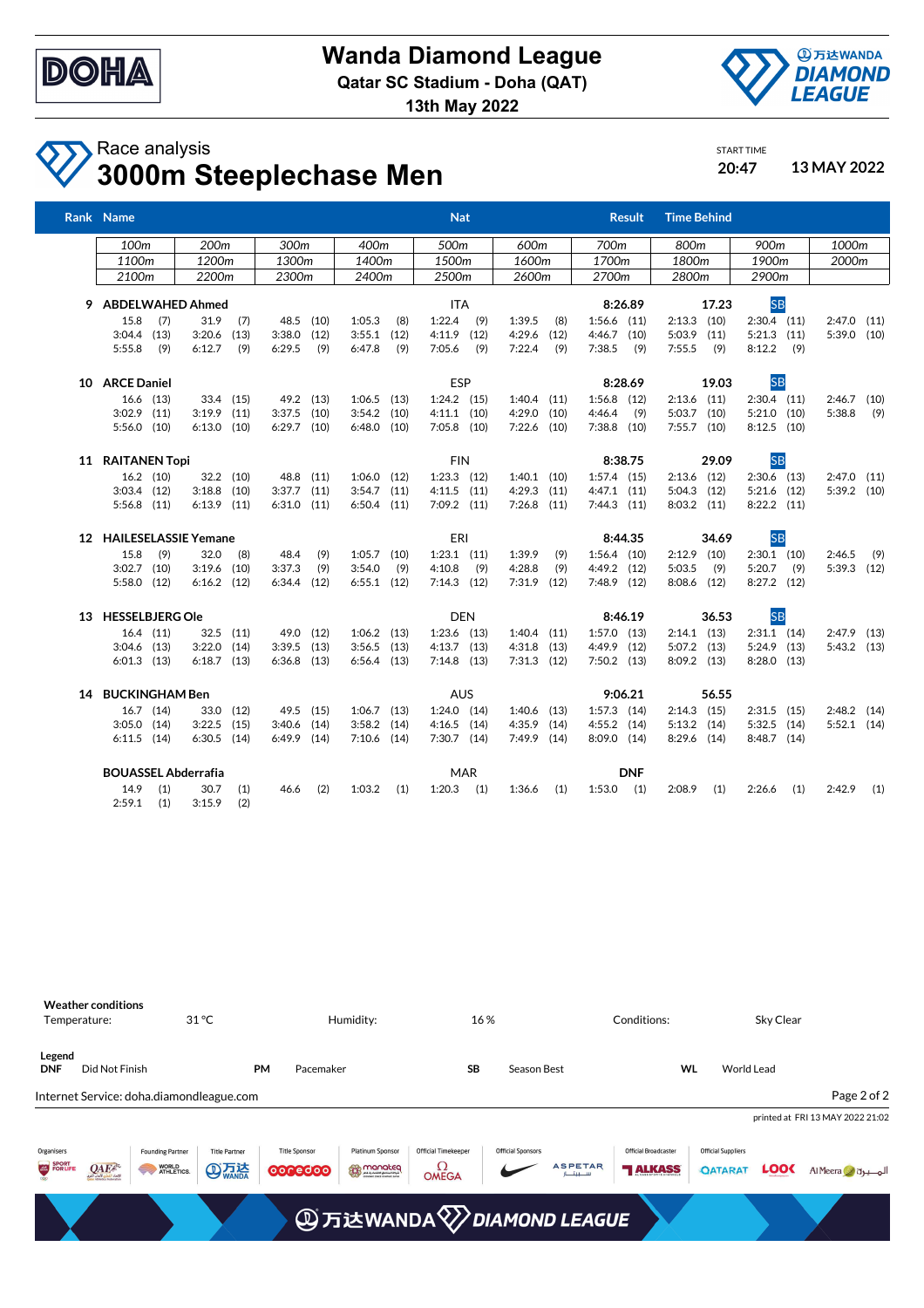# Wanda Diamond League

**Qatar SC Stadium - Doha (QAT)**

**13th May 2022**

## Race analysis

# 3000m Steeplechase Men

START TIME **20:47** **13 MAY 2022**

| Rank | Name | Nat | Result | Time Behind | |
|---|---|---|---|---|---|

| 100m | 200m | 300m | 400m | 500m | 600m | 700m | 800m | 900m | 1000m |
|---|---|---|---|---|---|---|---|---|---|
| 1100m | 1200m | 1300m | 1400m | 1500m | 1600m | 1700m | 1800m | 1900m | 2000m |
| 2100m | 2200m | 2300m | 2400m | 2500m | 2600m | 2700m | 2800m | 2900m | |

**9 ABDELWAHED Ahmed** — ITA — **8:26.89** — **17.23** — SB

| | | | | | | | | | |
|---|---|---|---|---|---|---|---|---|---|
| 15.8 (7) | 31.9 (7) | 48.5 (10) | 1:05.3 (8) | 1:22.4 (9) | 1:39.5 (8) | 1:56.6 (11) | 2:13.3 (10) | 2:30.4 (11) | 2:47.0 (11) |
| 3:04.4 (13) | 3:20.6 (13) | 3:38.0 (12) | 3:55.1 (12) | 4:11.9 (12) | 4:29.6 (12) | 4:46.7 (10) | 5:03.9 (11) | 5:21.3 (11) | 5:39.0 (10) |
| 5:55.8 (9) | 6:12.7 (9) | 6:29.5 (9) | 6:47.8 (9) | 7:05.6 (9) | 7:22.4 (9) | 7:38.5 (9) | 7:55.5 (9) | 8:12.2 (9) | |

**10 ARCE Daniel** — ESP — **8:28.69** — **19.03** — SB

| | | | | | | | | | |
|---|---|---|---|---|---|---|---|---|---|
| 16.6 (13) | 33.4 (15) | 49.2 (13) | 1:06.5 (13) | 1:24.2 (15) | 1:40.4 (11) | 1:56.8 (12) | 2:13.6 (11) | 2:30.4 (11) | 2:46.7 (10) |
| 3:02.9 (11) | 3:19.9 (11) | 3:37.5 (10) | 3:54.2 (10) | 4:11.1 (10) | 4:29.0 (10) | 4:46.4 (9) | 5:03.7 (10) | 5:21.0 (10) | 5:38.8 (9) |
| 5:56.0 (10) | 6:13.0 (10) | 6:29.7 (10) | 6:48.0 (10) | 7:05.8 (10) | 7:22.6 (10) | 7:38.8 (10) | 7:55.7 (10) | 8:12.5 (10) | |

**11 RAITANEN Topi** — FIN — **8:38.75** — **29.09** — SB

| | | | | | | | | | |
|---|---|---|---|---|---|---|---|---|---|
| 16.2 (10) | 32.2 (10) | 48.8 (11) | 1:06.0 (12) | 1:23.3 (12) | 1:40.1 (10) | 1:57.4 (15) | 2:13.6 (12) | 2:30.6 (13) | 2:47.0 (11) |
| 3:03.4 (12) | 3:18.8 (10) | 3:37.7 (11) | 3:54.7 (11) | 4:11.5 (11) | 4:29.3 (11) | 4:47.1 (11) | 5:04.3 (12) | 5:21.6 (12) | 5:39.2 (10) |
| 5:56.8 (11) | 6:13.9 (11) | 6:31.0 (11) | 6:50.4 (11) | 7:09.2 (11) | 7:26.8 (11) | 7:44.3 (11) | 8:03.2 (11) | 8:22.2 (11) | |

**12 HAILESELASSIE Yemane** — ERI — **8:44.35** — **34.69** — SB

| | | | | | | | | | |
|---|---|---|---|---|---|---|---|---|---|
| 15.8 (9) | 32.0 (8) | 48.4 (9) | 1:05.7 (10) | 1:23.1 (11) | 1:39.9 (9) | 1:56.4 (10) | 2:12.9 (10) | 2:30.1 (10) | 2:46.5 (9) |
| 3:02.7 (10) | 3:19.6 (10) | 3:37.3 (9) | 3:54.0 (9) | 4:10.8 (9) | 4:28.8 (9) | 4:49.2 (12) | 5:03.5 (9) | 5:20.7 (9) | 5:39.3 (12) |
| 5:58.0 (12) | 6:16.2 (12) | 6:34.4 (12) | 6:55.1 (12) | 7:14.3 (12) | 7:31.9 (12) | 7:48.9 (12) | 8:08.6 (12) | 8:27.2 (12) | |

**13 HESSELBJERG Ole** — DEN — **8:46.19** — **36.53** — SB

| | | | | | | | | | |
|---|---|---|---|---|---|---|---|---|---|
| 16.4 (11) | 32.5 (11) | 49.0 (12) | 1:06.2 (13) | 1:23.6 (13) | 1:40.4 (11) | 1:57.0 (13) | 2:14.1 (13) | 2:31.1 (14) | 2:47.9 (13) |
| 3:04.6 (13) | 3:22.0 (14) | 3:39.5 (13) | 3:56.5 (13) | 4:13.7 (13) | 4:31.8 (13) | 4:49.9 (12) | 5:07.2 (13) | 5:24.9 (13) | 5:43.2 (13) |
| 6:01.3 (13) | 6:18.7 (13) | 6:36.8 (13) | 6:56.4 (13) | 7:14.8 (13) | 7:31.3 (12) | 7:50.2 (13) | 8:09.2 (13) | 8:28.0 (13) | |

**14 BUCKINGHAM Ben** — AUS — **9:06.21** — **56.55**

| | | | | | | | | | |
|---|---|---|---|---|---|---|---|---|---|
| 16.7 (14) | 33.0 (12) | 49.5 (15) | 1:06.7 (13) | 1:24.0 (14) | 1:40.6 (13) | 1:57.3 (14) | 2:14.3 (15) | 2:31.5 (15) | 2:48.2 (14) |
| 3:05.0 (14) | 3:22.5 (15) | 3:40.6 (14) | 3:58.2 (14) | 4:16.5 (14) | 4:35.9 (14) | 4:55.2 (14) | 5:13.2 (14) | 5:32.5 (14) | 5:52.1 (14) |
| 6:11.5 (14) | 6:30.5 (14) | 6:49.9 (14) | 7:10.6 (14) | 7:30.7 (14) | 7:49.9 (14) | 8:09.0 (14) | 8:29.6 (14) | 8:48.7 (14) | |

**BOUASSEL Abderrafia** — MAR — **DNF**

| | | | | | | | | | |
|---|---|---|---|---|---|---|---|---|---|
| 14.9 (1) | 30.7 (1) | 46.6 (2) | 1:03.2 (1) | 1:20.3 (1) | 1:36.6 (1) | 1:53.0 (1) | 2:08.9 (1) | 2:26.6 (1) | 2:42.9 (1) |
| 2:59.1 (1) | 3:15.9 (2) | | | | | | | | |

**Weather conditions**

Temperature: 31 °C — Humidity: 16 % — Conditions: Sky Clear

**Legend**

**DNF** Did Not Finish — **PM** Pacemaker — **SB** Season Best — **WL** World Lead

Internet Service: doha.diamondleague.com

printed at FRI 13 MAY 2022 21:02